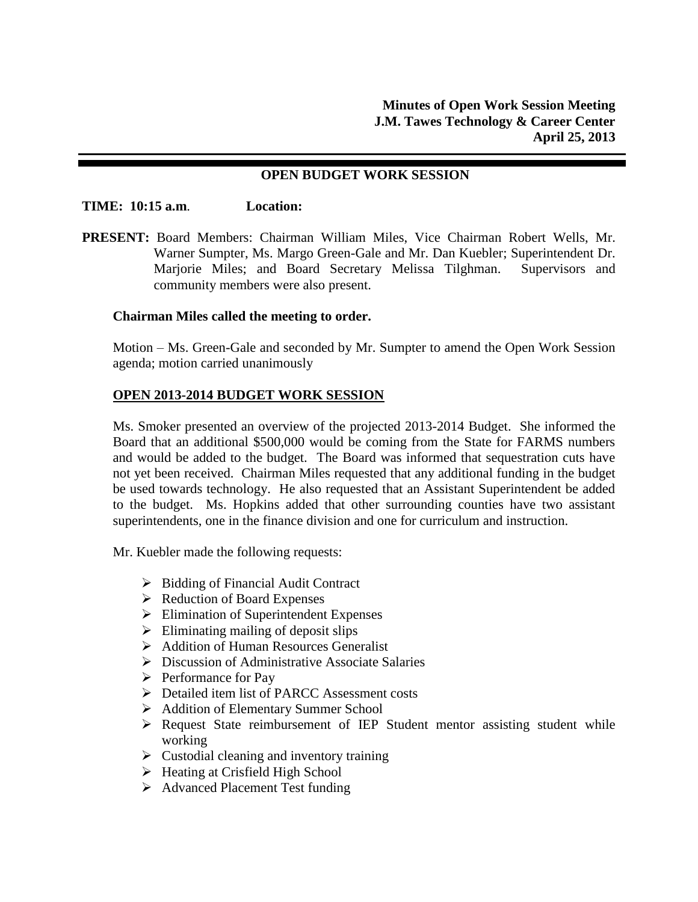**Minutes of Open Work Session Meeting**
**J.M. Tawes Technology & Career Center**
**April 25, 2013**

---

## OPEN BUDGET WORK SESSION

**TIME: 10:15 a.m.** **Location:**

**PRESENT:** Board Members: Chairman William Miles, Vice Chairman Robert Wells, Mr. Warner Sumpter, Ms. Margo Green-Gale and Mr. Dan Kuebler; Superintendent Dr. Marjorie Miles; and Board Secretary Melissa Tilghman. Supervisors and community members were also present.

**Chairman Miles called the meeting to order.**

Motion – Ms. Green-Gale and seconded by Mr. Sumpter to amend the Open Work Session agenda; motion carried unanimously

**OPEN 2013-2014 BUDGET WORK SESSION**

Ms. Smoker presented an overview of the projected 2013-2014 Budget. She informed the Board that an additional $500,000 would be coming from the State for FARMS numbers and would be added to the budget. The Board was informed that sequestration cuts have not yet been received. Chairman Miles requested that any additional funding in the budget be used towards technology. He also requested that an Assistant Superintendent be added to the budget. Ms. Hopkins added that other surrounding counties have two assistant superintendents, one in the finance division and one for curriculum and instruction.

Mr. Kuebler made the following requests:

- Bidding of Financial Audit Contract
- Reduction of Board Expenses
- Elimination of Superintendent Expenses
- Eliminating mailing of deposit slips
- Addition of Human Resources Generalist
- Discussion of Administrative Associate Salaries
- Performance for Pay
- Detailed item list of PARCC Assessment costs
- Addition of Elementary Summer School
- Request State reimbursement of IEP Student mentor assisting student while working
- Custodial cleaning and inventory training
- Heating at Crisfield High School
- Advanced Placement Test funding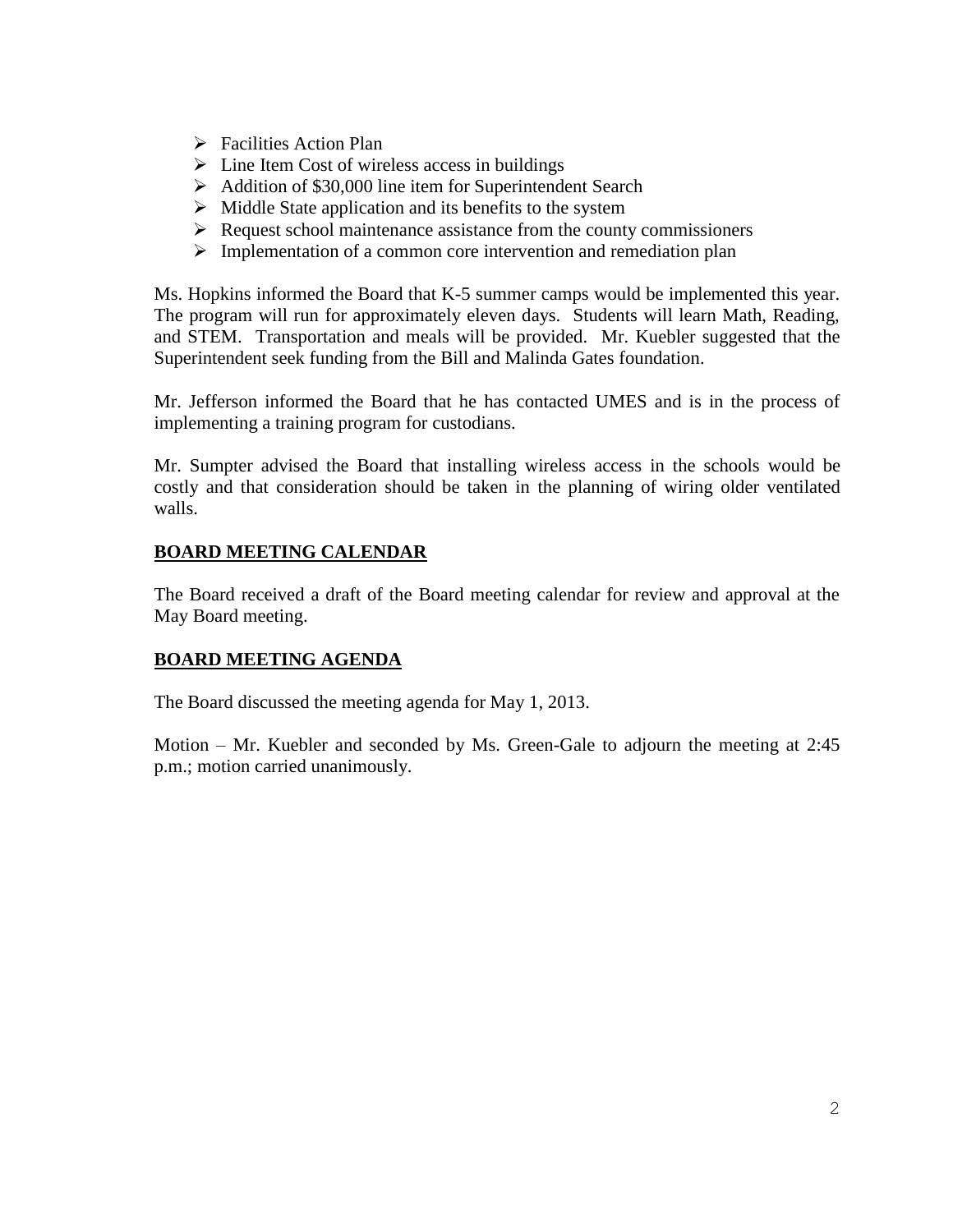- Facilities Action Plan
- Line Item Cost of wireless access in buildings
- Addition of $30,000 line item for Superintendent Search
- Middle State application and its benefits to the system
- Request school maintenance assistance from the county commissioners
- Implementation of a common core intervention and remediation plan

Ms. Hopkins informed the Board that K-5 summer camps would be implemented this year. The program will run for approximately eleven days. Students will learn Math, Reading, and STEM. Transportation and meals will be provided. Mr. Kuebler suggested that the Superintendent seek funding from the Bill and Malinda Gates foundation.

Mr. Jefferson informed the Board that he has contacted UMES and is in the process of implementing a training program for custodians.

Mr. Sumpter advised the Board that installing wireless access in the schools would be costly and that consideration should be taken in the planning of wiring older ventilated walls.

**BOARD MEETING CALENDAR**

The Board received a draft of the Board meeting calendar for review and approval at the May Board meeting.

**BOARD MEETING AGENDA**

The Board discussed the meeting agenda for May 1, 2013.

Motion – Mr. Kuebler and seconded by Ms. Green-Gale to adjourn the meeting at 2:45 p.m.; motion carried unanimously.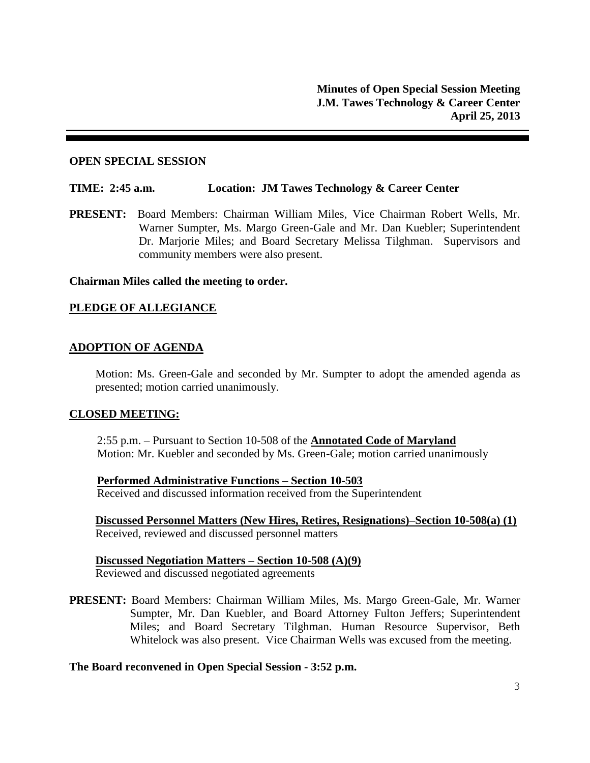**Minutes of Open Special Session Meeting**
**J.M. Tawes Technology & Career Center**
**April 25, 2013**

---

**OPEN SPECIAL SESSION**

**TIME: 2:45 a.m.** **Location: JM Tawes Technology & Career Center**

**PRESENT:** Board Members: Chairman William Miles, Vice Chairman Robert Wells, Mr. Warner Sumpter, Ms. Margo Green-Gale and Mr. Dan Kuebler; Superintendent Dr. Marjorie Miles; and Board Secretary Melissa Tilghman. Supervisors and community members were also present.

**Chairman Miles called the meeting to order.**

**PLEDGE OF ALLEGIANCE**

**ADOPTION OF AGENDA**

Motion: Ms. Green-Gale and seconded by Mr. Sumpter to adopt the amended agenda as presented; motion carried unanimously.

**CLOSED MEETING:**

2:55 p.m. – Pursuant to Section 10-508 of the **Annotated Code of Maryland**
Motion: Mr. Kuebler and seconded by Ms. Green-Gale; motion carried unanimously

**Performed Administrative Functions – Section 10-503**
Received and discussed information received from the Superintendent

**Discussed Personnel Matters (New Hires, Retires, Resignations)–Section 10-508(a) (1)**
Received, reviewed and discussed personnel matters

**Discussed Negotiation Matters – Section 10-508 (A)(9)**
Reviewed and discussed negotiated agreements

**PRESENT:** Board Members: Chairman William Miles, Ms. Margo Green-Gale, Mr. Warner Sumpter, Mr. Dan Kuebler, and Board Attorney Fulton Jeffers; Superintendent Miles; and Board Secretary Tilghman. Human Resource Supervisor, Beth Whitelock was also present. Vice Chairman Wells was excused from the meeting.

**The Board reconvened in Open Special Session - 3:52 p.m.**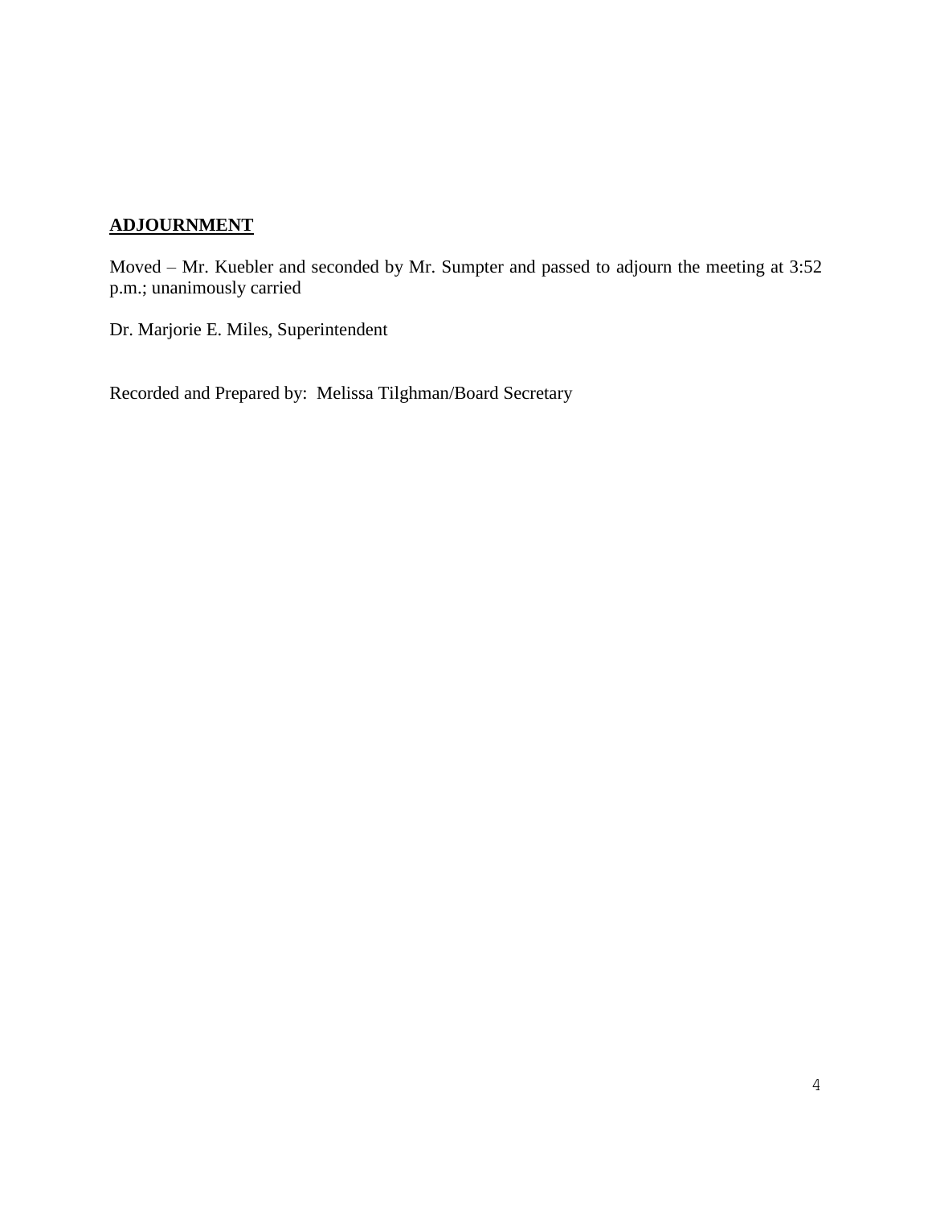**ADJOURNMENT**

Moved – Mr. Kuebler and seconded by Mr. Sumpter and passed to adjourn the meeting at 3:52 p.m.; unanimously carried

Dr. Marjorie E. Miles, Superintendent

Recorded and Prepared by: Melissa Tilghman/Board Secretary